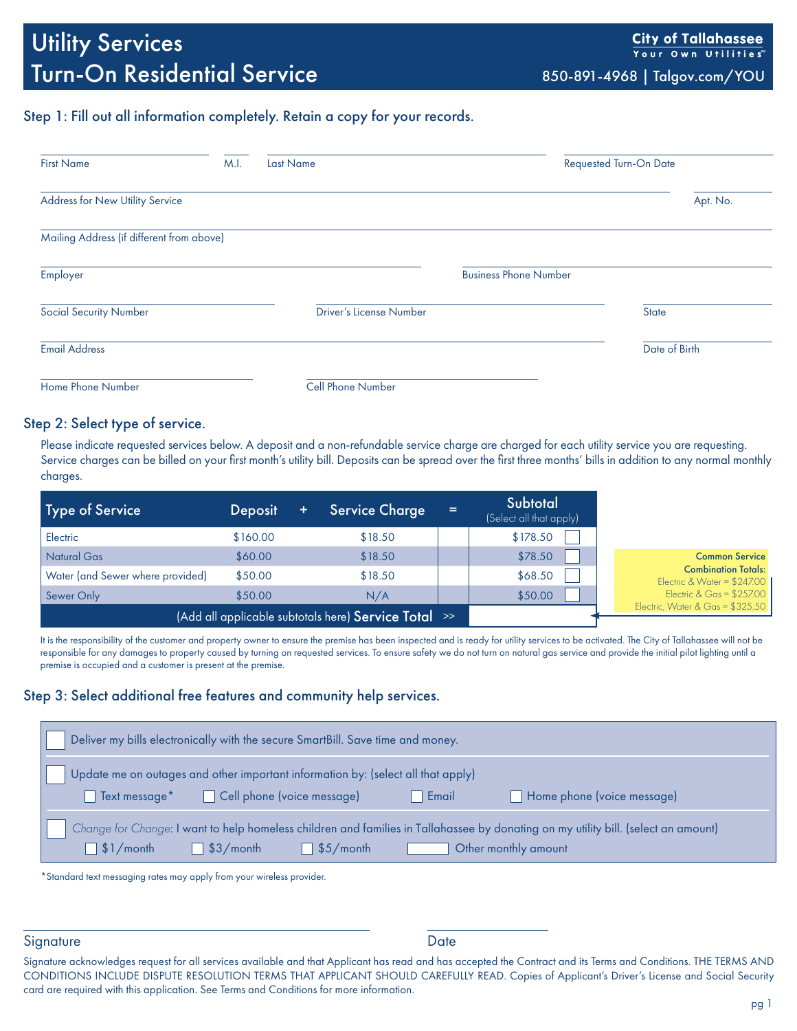# Utility Services
# Turn-On Residential Service

**City of Tallahassee**
Your Own Utilities™
850-891-4968 | Talgov.com/YOU

## Step 1: Fill out all information completely. Retain a copy for your records.

First Name ____________ M.I. ____ Last Name ____________ Requested Turn-On Date ____________

Address for New Utility Service ____________ Apt. No. ____

Mailing Address (if different from above) ____________

Employer ____________ Business Phone Number ____________

Social Security Number ____________ Driver's License Number ____________ State ____

Email Address ____________ Date of Birth ____________

Home Phone Number ____________ Cell Phone Number ____________

## Step 2: Select type of service.

Please indicate requested services below. A deposit and a non-refundable service charge are charged for each utility service you are requesting. Service charges can be billed on your first month's utility bill. Deposits can be spread over the first three months' bills in addition to any normal monthly charges.

| Type of Service | Deposit | + | Service Charge | = | Subtotal (Select all that apply) |
|---|---|---|---|---|---|
| Electric | $160.00 | | $18.50 | | $178.50 ☐ |
| Natural Gas | $60.00 | | $18.50 | | $78.50 ☐ |
| Water (and Sewer where provided) | $50.00 | | $18.50 | | $68.50 ☐ |
| Sewer Only | $50.00 | | N/A | | $50.00 ☐ |
| (Add all applicable subtotals here) **Service Total** >> | | | | | |

**Common Service Combination Totals:**
Electric & Water = $247.00
Electric & Gas = $257.00
Electric, Water & Gas = $325.50

It is the responsibility of the customer and property owner to ensure the premise has been inspected and is ready for utility services to be activated. The City of Tallahassee will not be responsible for any damages to property caused by turning on requested services. To ensure safety we do not turn on natural gas service and provide the initial pilot lighting until a premise is occupied and a customer is present at the premise.

## Step 3: Select additional free features and community help services.

☐ Deliver my bills electronically with the secure SmartBill. Save time and money.

☐ Update me on outages and other important information by: (select all that apply)
- ☐ Text message*
- ☐ Cell phone (voice message)
- ☐ Email
- ☐ Home phone (voice message)

☐ *Change for Change*: I want to help homeless children and families in Tallahassee by donating on my utility bill. (select an amount)
- ☐ $1/month
- ☐ $3/month
- ☐ $5/month
- ______ Other monthly amount

*Standard text messaging rates may apply from your wireless provider.

Signature ____________ Date ____________

Signature acknowledges request for all services available and that Applicant has read and has accepted the Contract and its Terms and Conditions. THE TERMS AND CONDITIONS INCLUDE DISPUTE RESOLUTION TERMS THAT APPLICANT SHOULD CAREFULLY READ. Copies of Applicant's Driver's License and Social Security card are required with this application. See Terms and Conditions for more information.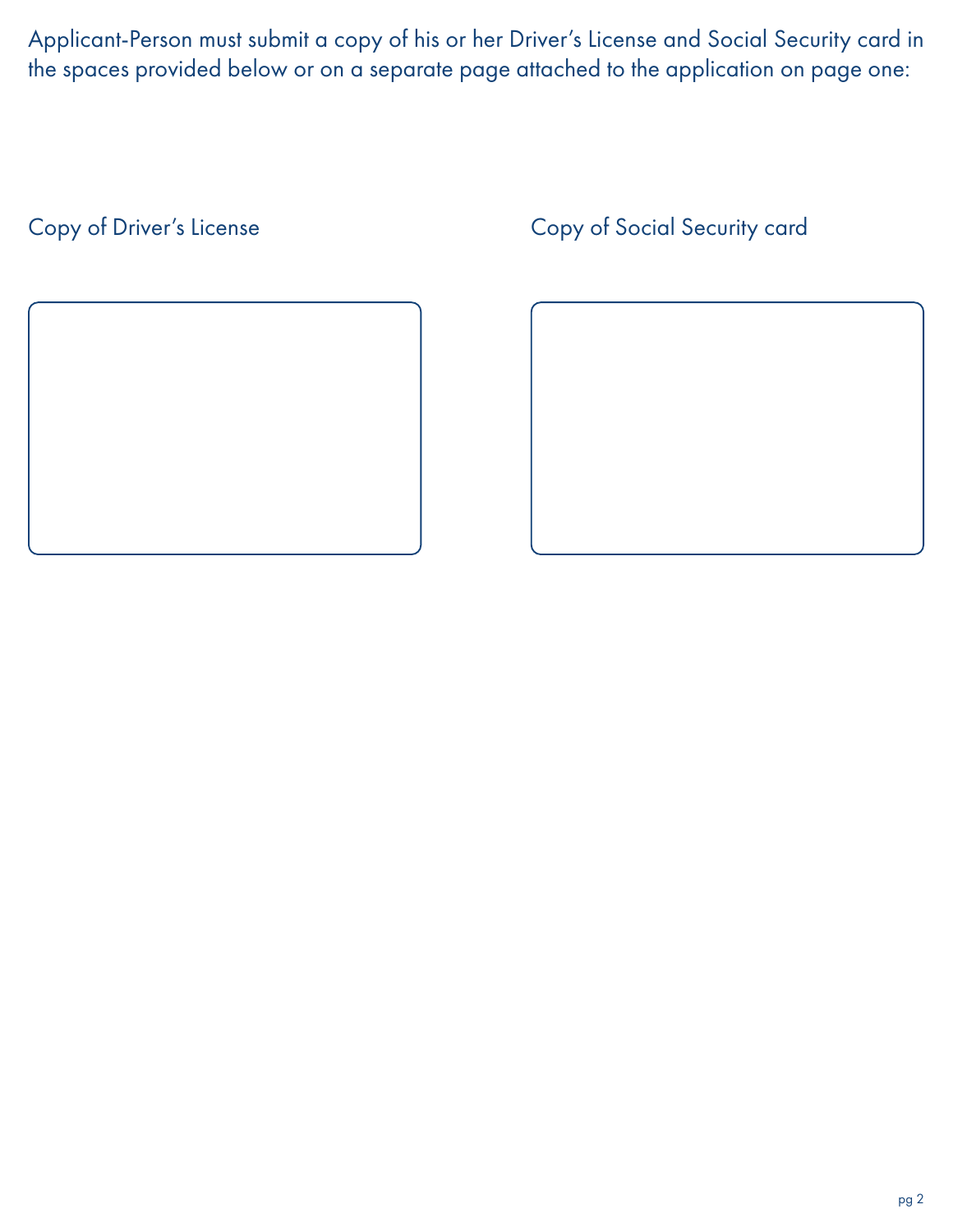Applicant-Person must submit a copy of his or her Driver's License and Social Security card in the spaces provided below or on a separate page attached to the application on page one:

Copy of Driver's License

Copy of Social Security card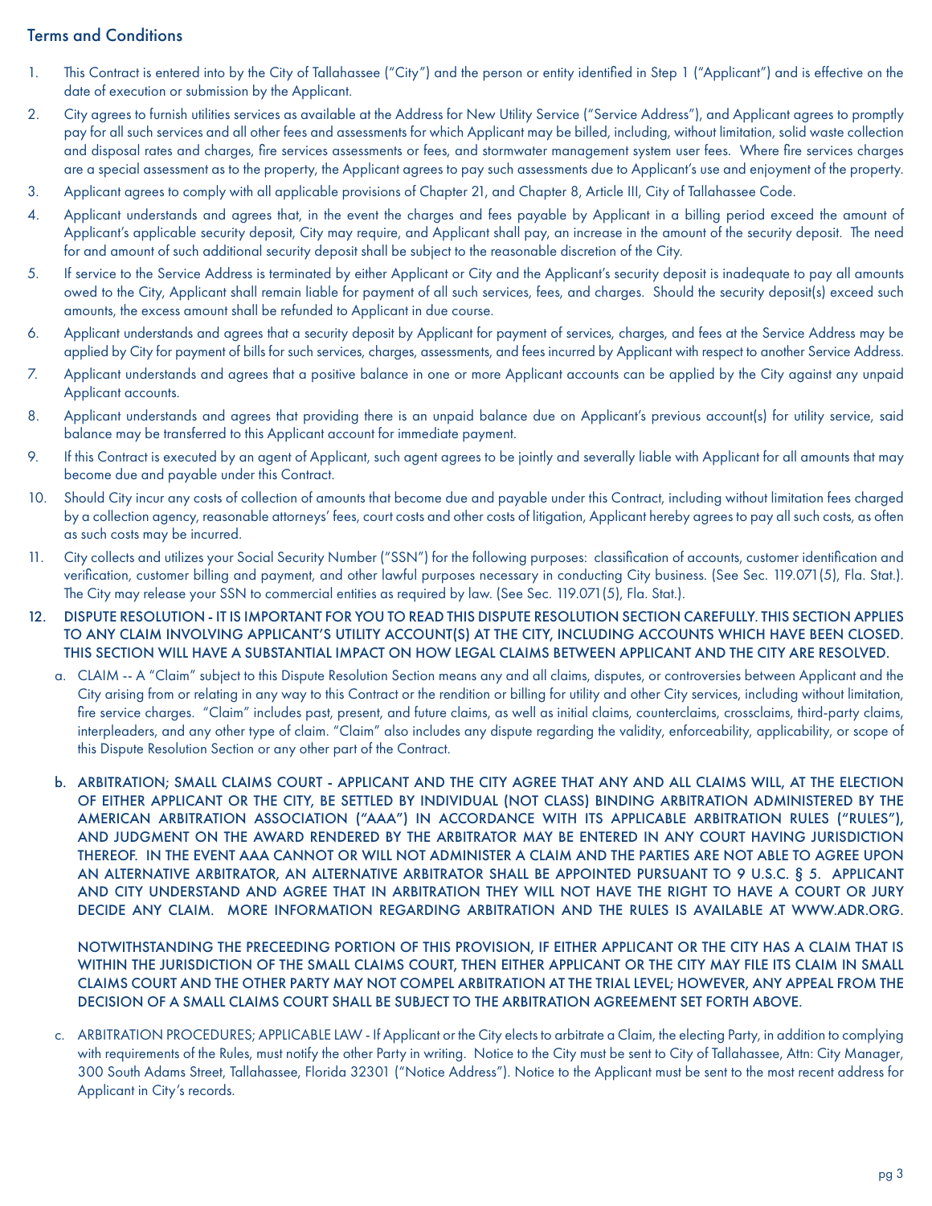## Terms and Conditions

1. This Contract is entered into by the City of Tallahassee ("City") and the person or entity identified in Step 1 ("Applicant") and is effective on the date of execution or submission by the Applicant.
2. City agrees to furnish utilities services as available at the Address for New Utility Service ("Service Address"), and Applicant agrees to promptly pay for all such services and all other fees and assessments for which Applicant may be billed, including, without limitation, solid waste collection and disposal rates and charges, fire services assessments or fees, and stormwater management system user fees. Where fire services charges are a special assessment as to the property, the Applicant agrees to pay such assessments due to Applicant's use and enjoyment of the property.
3. Applicant agrees to comply with all applicable provisions of Chapter 21, and Chapter 8, Article III, City of Tallahassee Code.
4. Applicant understands and agrees that, in the event the charges and fees payable by Applicant in a billing period exceed the amount of Applicant's applicable security deposit, City may require, and Applicant shall pay, an increase in the amount of the security deposit. The need for and amount of such additional security deposit shall be subject to the reasonable discretion of the City.
5. If service to the Service Address is terminated by either Applicant or City and the Applicant's security deposit is inadequate to pay all amounts owed to the City, Applicant shall remain liable for payment of all such services, fees, and charges. Should the security deposit(s) exceed such amounts, the excess amount shall be refunded to Applicant in due course.
6. Applicant understands and agrees that a security deposit by Applicant for payment of services, charges, and fees at the Service Address may be applied by City for payment of bills for such services, charges, assessments, and fees incurred by Applicant with respect to another Service Address.
7. Applicant understands and agrees that a positive balance in one or more Applicant accounts can be applied by the City against any unpaid Applicant accounts.
8. Applicant understands and agrees that providing there is an unpaid balance due on Applicant's previous account(s) for utility service, said balance may be transferred to this Applicant account for immediate payment.
9. If this Contract is executed by an agent of Applicant, such agent agrees to be jointly and severally liable with Applicant for all amounts that may become due and payable under this Contract.
10. Should City incur any costs of collection of amounts that become due and payable under this Contract, including without limitation fees charged by a collection agency, reasonable attorneys' fees, court costs and other costs of litigation, Applicant hereby agrees to pay all such costs, as often as such costs may be incurred.
11. City collects and utilizes your Social Security Number ("SSN") for the following purposes: classification of accounts, customer identification and verification, customer billing and payment, and other lawful purposes necessary in conducting City business. (See Sec. 119.071(5), Fla. Stat.). The City may release your SSN to commercial entities as required by law. (See Sec. 119.071(5), Fla. Stat.).
12. DISPUTE RESOLUTION - IT IS IMPORTANT FOR YOU TO READ THIS DISPUTE RESOLUTION SECTION CAREFULLY. THIS SECTION APPLIES TO ANY CLAIM INVOLVING APPLICANT'S UTILITY ACCOUNT(S) AT THE CITY, INCLUDING ACCOUNTS WHICH HAVE BEEN CLOSED. THIS SECTION WILL HAVE A SUBSTANTIAL IMPACT ON HOW LEGAL CLAIMS BETWEEN APPLICANT AND THE CITY ARE RESOLVED.

    a. CLAIM -- A "Claim" subject to this Dispute Resolution Section means any and all claims, disputes, or controversies between Applicant and the City arising from or relating in any way to this Contract or the rendition or billing for utility and other City services, including without limitation, fire service charges. "Claim" includes past, present, and future claims, as well as initial claims, counterclaims, crossclaims, third-party claims, interpleaders, and any other type of claim. "Claim" also includes any dispute regarding the validity, enforceability, applicability, or scope of this Dispute Resolution Section or any other part of the Contract.

    b. ARBITRATION; SMALL CLAIMS COURT - APPLICANT AND THE CITY AGREE THAT ANY AND ALL CLAIMS WILL, AT THE ELECTION OF EITHER APPLICANT OR THE CITY, BE SETTLED BY INDIVIDUAL (NOT CLASS) BINDING ARBITRATION ADMINISTERED BY THE AMERICAN ARBITRATION ASSOCIATION ("AAA") IN ACCORDANCE WITH ITS APPLICABLE ARBITRATION RULES ("RULES"), AND JUDGMENT ON THE AWARD RENDERED BY THE ARBITRATOR MAY BE ENTERED IN ANY COURT HAVING JURISDICTION THEREOF. IN THE EVENT AAA CANNOT OR WILL NOT ADMINISTER A CLAIM AND THE PARTIES ARE NOT ABLE TO AGREE UPON AN ALTERNATIVE ARBITRATOR, AN ALTERNATIVE ARBITRATOR SHALL BE APPOINTED PURSUANT TO 9 U.S.C. § 5. APPLICANT AND CITY UNDERSTAND AND AGREE THAT IN ARBITRATION THEY WILL NOT HAVE THE RIGHT TO HAVE A COURT OR JURY DECIDE ANY CLAIM. MORE INFORMATION REGARDING ARBITRATION AND THE RULES IS AVAILABLE AT WWW.ADR.ORG.

    NOTWITHSTANDING THE PRECEEDING PORTION OF THIS PROVISION, IF EITHER APPLICANT OR THE CITY HAS A CLAIM THAT IS WITHIN THE JURISDICTION OF THE SMALL CLAIMS COURT, THEN EITHER APPLICANT OR THE CITY MAY FILE ITS CLAIM IN SMALL CLAIMS COURT AND THE OTHER PARTY MAY NOT COMPEL ARBITRATION AT THE TRIAL LEVEL; HOWEVER, ANY APPEAL FROM THE DECISION OF A SMALL CLAIMS COURT SHALL BE SUBJECT TO THE ARBITRATION AGREEMENT SET FORTH ABOVE.

    c. ARBITRATION PROCEDURES; APPLICABLE LAW - If Applicant or the City elects to arbitrate a Claim, the electing Party, in addition to complying with requirements of the Rules, must notify the other Party in writing. Notice to the City must be sent to City of Tallahassee, Attn: City Manager, 300 South Adams Street, Tallahassee, Florida 32301 ("Notice Address"). Notice to the Applicant must be sent to the most recent address for Applicant in City's records.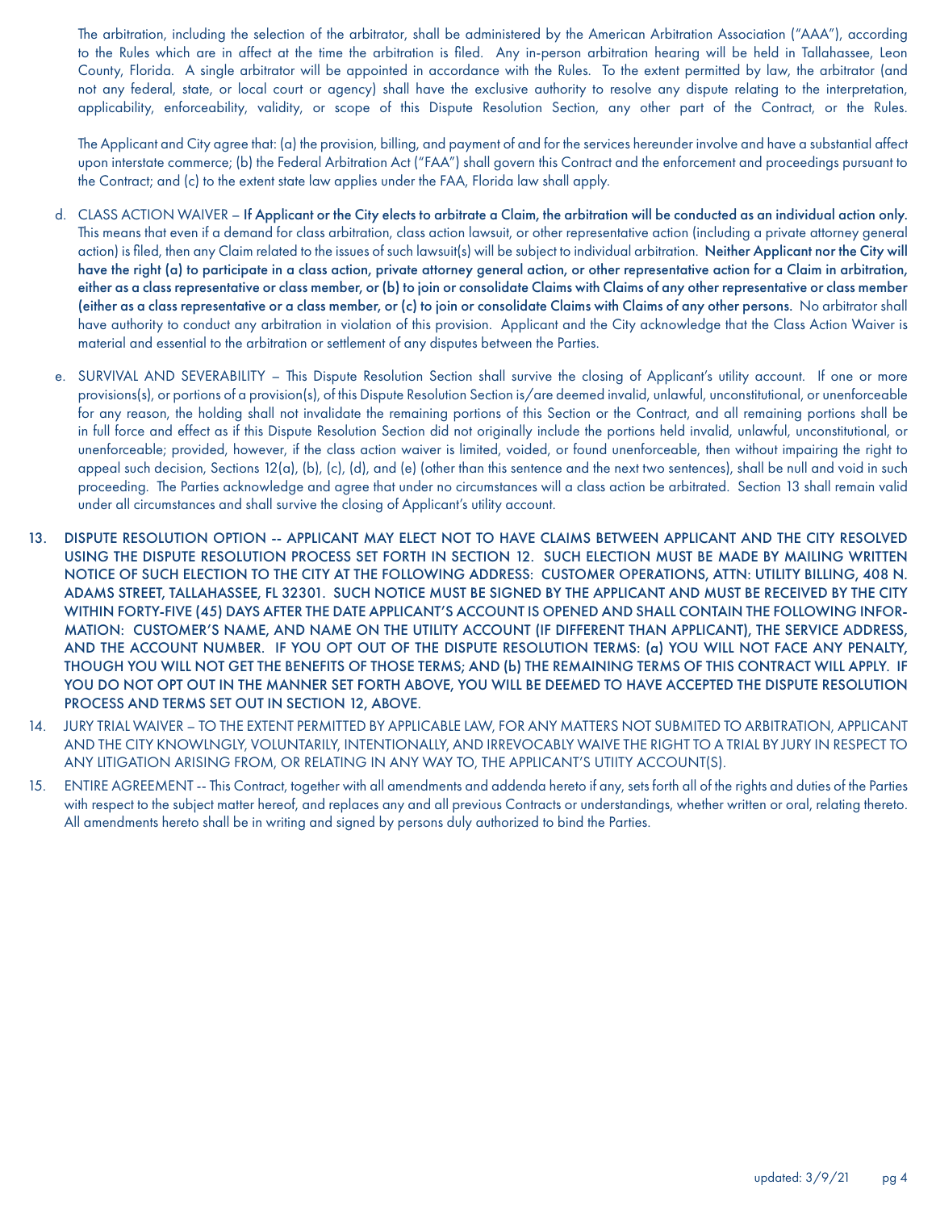The arbitration, including the selection of the arbitrator, shall be administered by the American Arbitration Association ("AAA"), according to the Rules which are in affect at the time the arbitration is filed. Any in-person arbitration hearing will be held in Tallahassee, Leon County, Florida. A single arbitrator will be appointed in accordance with the Rules. To the extent permitted by law, the arbitrator (and not any federal, state, or local court or agency) shall have the exclusive authority to resolve any dispute relating to the interpretation, applicability, enforceability, validity, or scope of this Dispute Resolution Section, any other part of the Contract, or the Rules.

The Applicant and City agree that: (a) the provision, billing, and payment of and for the services hereunder involve and have a substantial affect upon interstate commerce; (b) the Federal Arbitration Act ("FAA") shall govern this Contract and the enforcement and proceedings pursuant to the Contract; and (c) to the extent state law applies under the FAA, Florida law shall apply.

d. CLASS ACTION WAIVER – **If Applicant or the City elects to arbitrate a Claim, the arbitration will be conducted as an individual action only.** This means that even if a demand for class arbitration, class action lawsuit, or other representative action (including a private attorney general action) is filed, then any Claim related to the issues of such lawsuit(s) will be subject to individual arbitration. **Neither Applicant nor the City will have the right (a) to participate in a class action, private attorney general action, or other representative action for a Claim in arbitration, either as a class representative or class member, or (b) to join or consolidate Claims with Claims of any other representative or class member (either as a class representative or a class member, or (c) to join or consolidate Claims with Claims of any other persons.** No arbitrator shall have authority to conduct any arbitration in violation of this provision. Applicant and the City acknowledge that the Class Action Waiver is material and essential to the arbitration or settlement of any disputes between the Parties.

e. SURVIVAL AND SEVERABILITY – This Dispute Resolution Section shall survive the closing of Applicant's utility account. If one or more provisions(s), or portions of a provision(s), of this Dispute Resolution Section is/are deemed invalid, unlawful, unconstitutional, or unenforceable for any reason, the holding shall not invalidate the remaining portions of this Section or the Contract, and all remaining portions shall be in full force and effect as if this Dispute Resolution Section did not originally include the portions held invalid, unlawful, unconstitutional, or unenforceable; provided, however, if the class action waiver is limited, voided, or found unenforceable, then without impairing the right to appeal such decision, Sections 12(a), (b), (c), (d), and (e) (other than this sentence and the next two sentences), shall be null and void in such proceeding. The Parties acknowledge and agree that under no circumstances will a class action be arbitrated. Section 13 shall remain valid under all circumstances and shall survive the closing of Applicant's utility account.

13. DISPUTE RESOLUTION OPTION -- APPLICANT MAY ELECT NOT TO HAVE CLAIMS BETWEEN APPLICANT AND THE CITY RESOLVED USING THE DISPUTE RESOLUTION PROCESS SET FORTH IN SECTION 12. SUCH ELECTION MUST BE MADE BY MAILING WRITTEN NOTICE OF SUCH ELECTION TO THE CITY AT THE FOLLOWING ADDRESS: CUSTOMER OPERATIONS, ATTN: UTILITY BILLING, 408 N. ADAMS STREET, TALLAHASSEE, FL 32301. SUCH NOTICE MUST BE SIGNED BY THE APPLICANT AND MUST BE RECEIVED BY THE CITY WITHIN FORTY-FIVE (45) DAYS AFTER THE DATE APPLICANT'S ACCOUNT IS OPENED AND SHALL CONTAIN THE FOLLOWING INFORMATION: CUSTOMER'S NAME, AND NAME ON THE UTILITY ACCOUNT (IF DIFFERENT THAN APPLICANT), THE SERVICE ADDRESS, AND THE ACCOUNT NUMBER. IF YOU OPT OUT OF THE DISPUTE RESOLUTION TERMS: (a) YOU WILL NOT FACE ANY PENALTY, THOUGH YOU WILL NOT GET THE BENEFITS OF THOSE TERMS; AND (b) THE REMAINING TERMS OF THIS CONTRACT WILL APPLY. IF YOU DO NOT OPT OUT IN THE MANNER SET FORTH ABOVE, YOU WILL BE DEEMED TO HAVE ACCEPTED THE DISPUTE RESOLUTION PROCESS AND TERMS SET OUT IN SECTION 12, ABOVE.

14. JURY TRIAL WAIVER – TO THE EXTENT PERMITTED BY APPLICABLE LAW, FOR ANY MATTERS NOT SUBMITED TO ARBITRATION, APPLICANT AND THE CITY KNOWLNGLY, VOLUNTARILY, INTENTIONALLY, AND IRREVOCABLY WAIVE THE RIGHT TO A TRIAL BY JURY IN RESPECT TO ANY LITIGATION ARISING FROM, OR RELATING IN ANY WAY TO, THE APPLICANT'S UTIITY ACCOUNT(S).

15. ENTIRE AGREEMENT -- This Contract, together with all amendments and addenda hereto if any, sets forth all of the rights and duties of the Parties with respect to the subject matter hereof, and replaces any and all previous Contracts or understandings, whether written or oral, relating thereto. All amendments hereto shall be in writing and signed by persons duly authorized to bind the Parties.

updated: 3/9/21